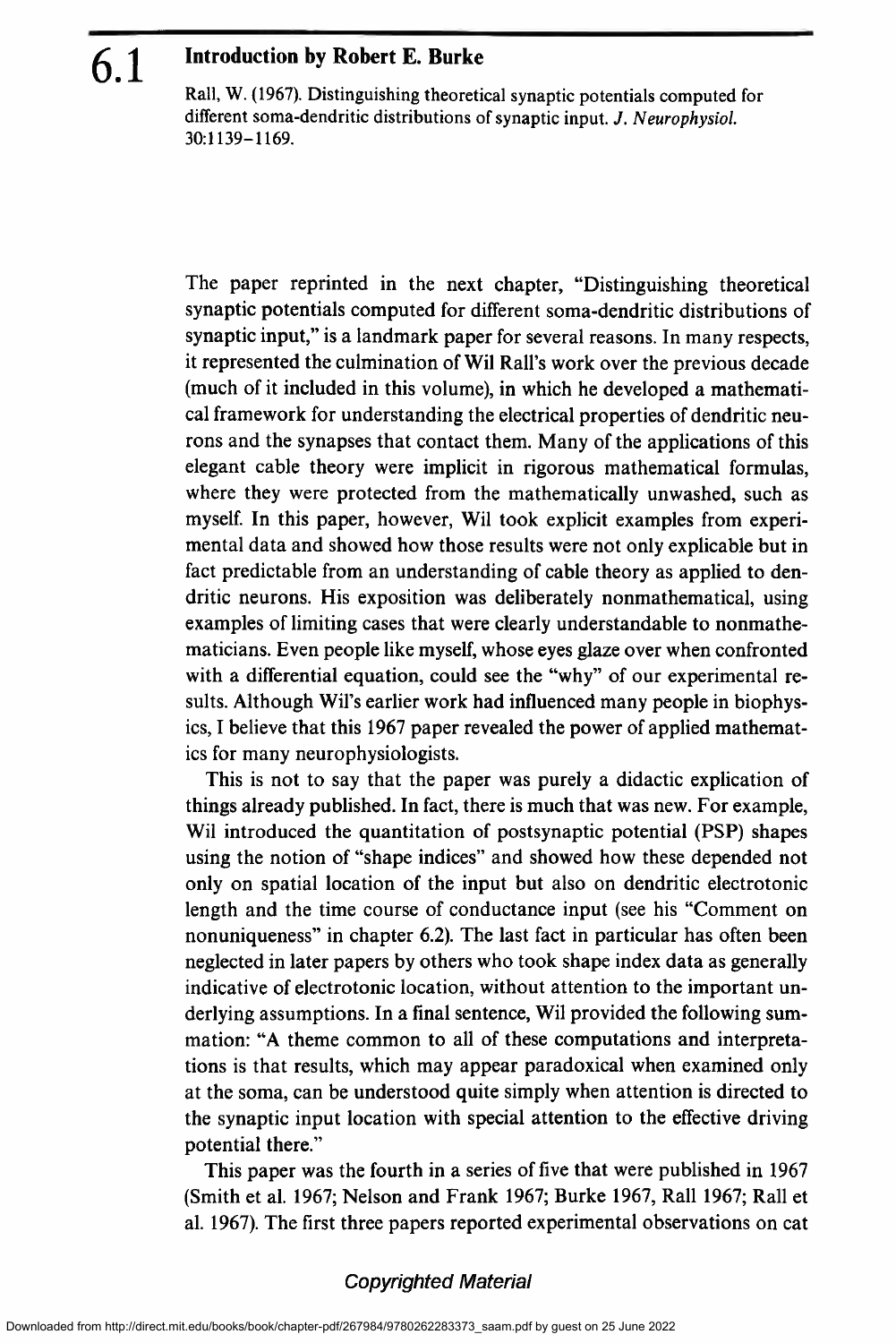# 6.1 Introduction by Robert E. Burke

Rall, W. (1967). Distinguishing theoretical synaptic potentials computed for different soma-dendritic distributions of synaptic input. *J. Neurophysiol.* 30:1139–1169.

The paper reprinted in the next chapter, "Distinguishing theoretical synaptic potentials computed for different soma-dendritic distributions of synaptic input," is a landmark paper for several reasons. In many respects, it represented the culmination of Wil Rall's work over the previous decade (much of it included in this volume), in which he developed a mathematical framework for understanding the electrical properties of dendritic neurons and the synapses that contact them. Many of the applications of this elegant cable theory were implicit in rigorous mathematical formulas, where they were protected from the mathematically unwashed, such as myself. In this paper, however, Wil took explicit examples from experimental data and showed how those results were not only explicable but in fact predictable from an understanding of cable theory as applied to dendritic neurons. His exposition was deliberately nonmathematical, using examples of limiting cases that were clearly understandable to nonmathematicians. Even people like myself, whose eyes glaze over when confronted with a differential equation, could see the "why" of our experimental results. Although Wil's earlier work had influenced many people in biophysics, I believe that this 1967 paper revealed the power of applied mathematics for many neurophysiologists.

This is not to say that the paper was purely a didactic explication of things already published. In fact, there is much that was new. For example, Wil introduced the quantitation of postsynaptic potential (PSP) shapes using the notion of "shape indices" and showed how these depended not only on spatial location of the input but also on dendritic electrotonic length and the time course of conductance input (see his "Comment on nonuniqueness" in chapter 6.2). The last fact in particular has often been neglected in later papers by others who took shape index data as generally indicative of electrotonic location, without attention to the important underlying assumptions. In a final sentence, Wil provided the following summation: "A theme common to all of these computations and interpretations is that results, which may appear paradoxical when examined only at the soma, can be understood quite simply when attention is directed to the synaptic input location with special attention to the effective driving potential there."

This paper was the fourth in a series of five that were published in 1967 (Smith et al. 1967; Nelson and Frank 1967; Burke 1967, Rall 1967; Rall et al. 1967). The first three papers reported experimental observations on cat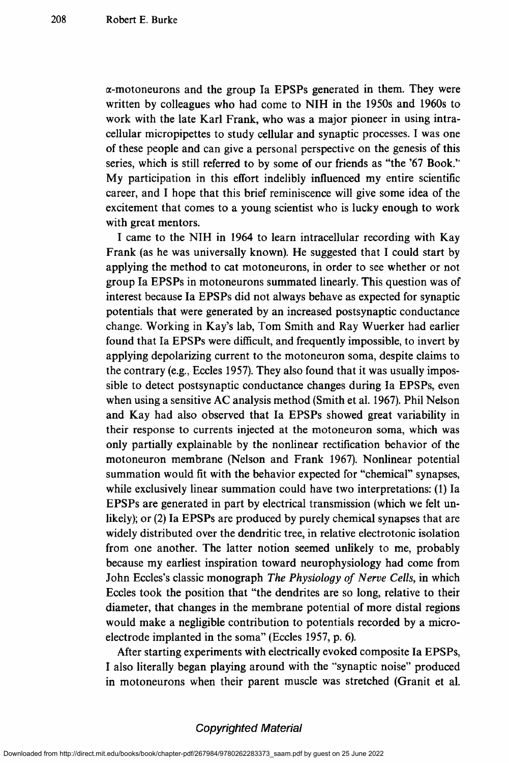$\alpha$-motoneurons and the group Ia EPSPs generated in them. They were written by colleagues who had come to NIH in the 1950s and 1960s to work with the late Karl Frank, who was a major pioneer in using intracellular micropipettes to study cellular and synaptic processes. I was one of these people and can give a personal perspective on the genesis of this series, which is still referred to by some of our friends as "the '67 Book." My participation in this effort indelibly influenced my entire scientific career, and I hope that this brief reminiscence will give some idea of the excitement that comes to a young scientist who is lucky enough to work with great mentors.

I came to the NIH in 1964 to learn intracellular recording with Kay Frank (as he was universally known). He suggested that I could start by applying the method to cat motoneurons, in order to see whether or not group Ia EPSPs in motoneurons summated linearly. This question was of interest because Ia EPSPs did not always behave as expected for synaptic potentials that were generated by an increased postsynaptic conductance change. Working in Kay's lab, Tom Smith and Ray Wuerker had earlier found that Ia EPSPs were difficult, and frequently impossible, to invert by applying depolarizing current to the motoneuron soma, despite claims to the contrary (e.g., Eccles 1957). They also found that it was usually impossible to detect postsynaptic conductance changes during Ia EPSPs, even when using a sensitive AC analysis method (Smith et al. 1967). Phil Nelson and Kay had also observed that Ia EPSPs showed great variability in their response to currents injected at the motoneuron soma, which was only partially explainable by the nonlinear rectification behavior of the motoneuron membrane (Nelson and Frank 1967). Nonlinear potential summation would fit with the behavior expected for "chemical" synapses, while exclusively linear summation could have two interpretations: (1) Ia EPSPs are generated in part by electrical transmission (which we felt unlikely); or (2) Ia EPSPs are produced by purely chemical synapses that are widely distributed over the dendritic tree, in relative electrotonic isolation from one another. The latter notion seemed unlikely to me, probably because my earliest inspiration toward neurophysiology had come from John Eccles's classic monograph *The Physiology of Nerve Cells*, in which Eccles took the position that "the dendrites are so long, relative to their diameter, that changes in the membrane potential of more distal regions would make a negligible contribution to potentials recorded by a microelectrode implanted in the soma" (Eccles 1957, p. 6).

After starting experiments with electrically evoked composite Ia EPSPs, I also literally began playing around with the "synaptic noise" produced in motoneurons when their parent muscle was stretched (Granit et al.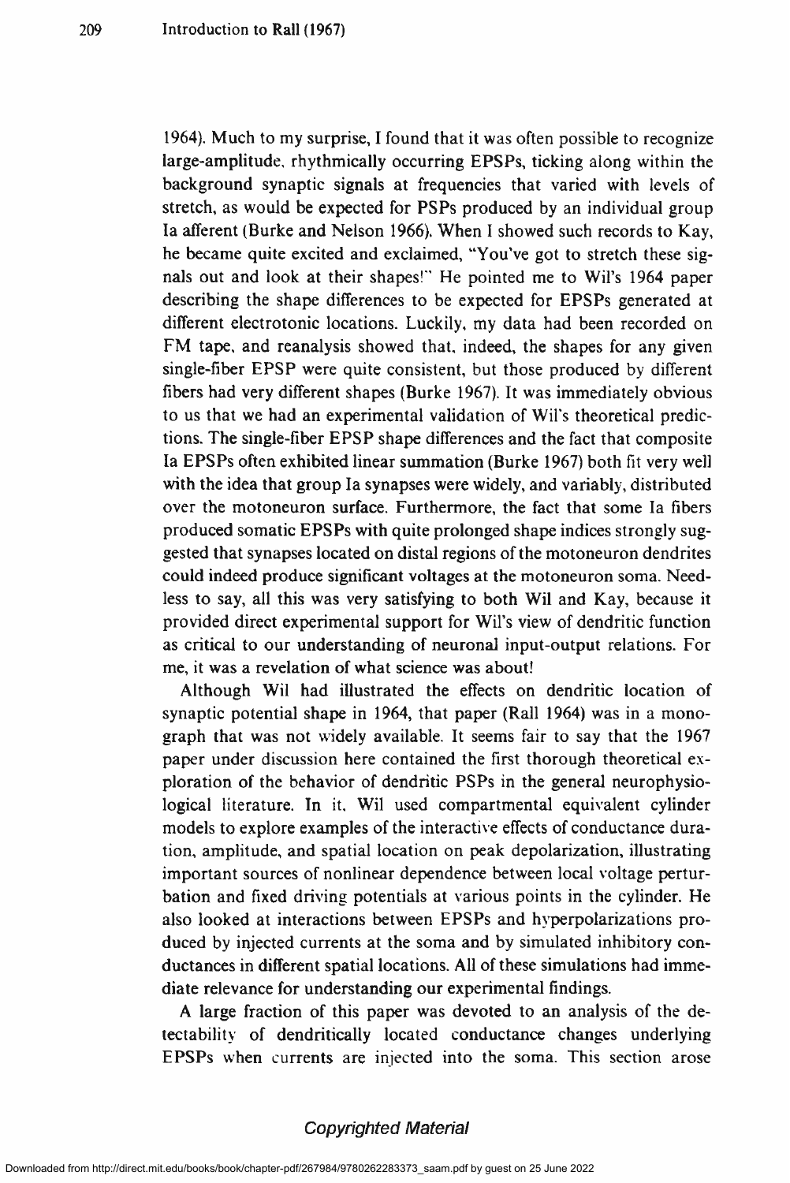1964). Much to my surprise, I found that it was often possible to recognize large-amplitude, rhythmically occurring EPSPs, ticking along within the background synaptic signals at frequencies that varied with levels of stretch, as would be expected for PSPs produced by an individual group Ia afferent (Burke and Nelson 1966). When I showed such records to Kay, he became quite excited and exclaimed, "You've got to stretch these signals out and look at their shapes!" He pointed me to Wil's 1964 paper describing the shape differences to be expected for EPSPs generated at different electrotonic locations. Luckily, my data had been recorded on FM tape, and reanalysis showed that, indeed, the shapes for any given single-fiber EPSP were quite consistent, but those produced by different fibers had very different shapes (Burke 1967). It was immediately obvious to us that we had an experimental validation of Wil's theoretical predictions. The single-fiber EPSP shape differences and the fact that composite Ia EPSPs often exhibited linear summation (Burke 1967) both fit very well with the idea that group Ia synapses were widely, and variably, distributed over the motoneuron surface. Furthermore, the fact that some Ia fibers produced somatic EPSPs with quite prolonged shape indices strongly suggested that synapses located on distal regions of the motoneuron dendrites could indeed produce significant voltages at the motoneuron soma. Needless to say, all this was very satisfying to both Wil and Kay, because it provided direct experimental support for Wil's view of dendritic function as critical to our understanding of neuronal input-output relations. For me, it was a revelation of what science was about!

Although Wil had illustrated the effects on dendritic location of synaptic potential shape in 1964, that paper (Rall 1964) was in a monograph that was not widely available. It seems fair to say that the 1967 paper under discussion here contained the first thorough theoretical exploration of the behavior of dendritic PSPs in the general neurophysiological literature. In it, Wil used compartmental equivalent cylinder models to explore examples of the interactive effects of conductance duration, amplitude, and spatial location on peak depolarization, illustrating important sources of nonlinear dependence between local voltage perturbation and fixed driving potentials at various points in the cylinder. He also looked at interactions between EPSPs and hyperpolarizations produced by injected currents at the soma and by simulated inhibitory conductances in different spatial locations. All of these simulations had immediate relevance for understanding our experimental findings.

A large fraction of this paper was devoted to an analysis of the detectability of dendritically located conductance changes underlying EPSPs when currents are injected into the soma. This section arose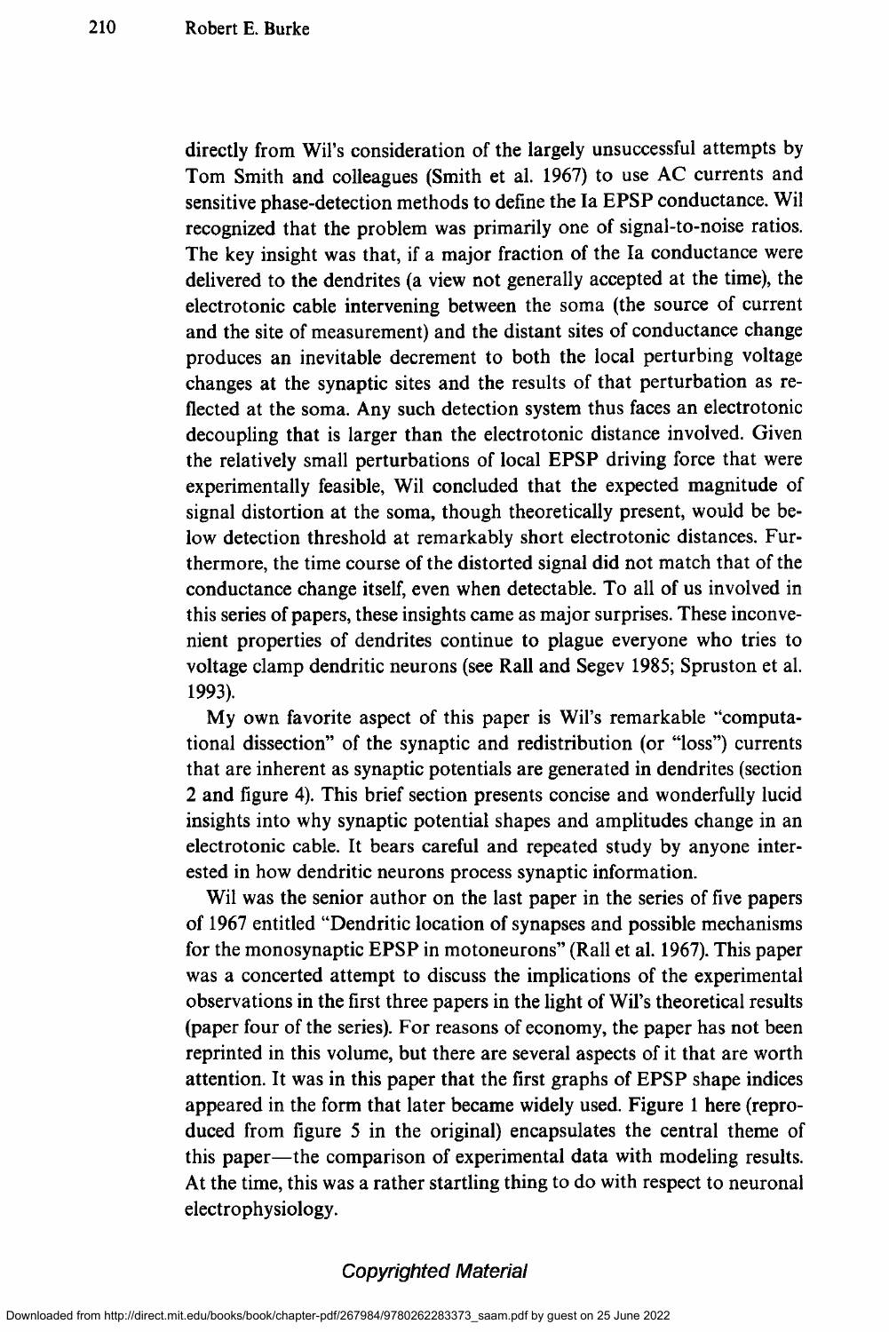directly from Wil's consideration of the largely unsuccessful attempts by Tom Smith and colleagues (Smith et al. 1967) to use AC currents and sensitive phase-detection methods to define the Ia EPSP conductance. Wil recognized that the problem was primarily one of signal-to-noise ratios. The key insight was that, if a major fraction of the Ia conductance were delivered to the dendrites (a view not generally accepted at the time), the electrotonic cable intervening between the soma (the source of current and the site of measurement) and the distant sites of conductance change produces an inevitable decrement to both the local perturbing voltage changes at the synaptic sites and the results of that perturbation as reflected at the soma. Any such detection system thus faces an electrotonic decoupling that is larger than the electrotonic distance involved. Given the relatively small perturbations of local EPSP driving force that were experimentally feasible, Wil concluded that the expected magnitude of signal distortion at the soma, though theoretically present, would be below detection threshold at remarkably short electrotonic distances. Furthermore, the time course of the distorted signal did not match that of the conductance change itself, even when detectable. To all of us involved in this series of papers, these insights came as major surprises. These inconvenient properties of dendrites continue to plague everyone who tries to voltage clamp dendritic neurons (see Rall and Segev 1985; Spruston et al. 1993).

My own favorite aspect of this paper is Wil's remarkable "computational dissection" of the synaptic and redistribution (or "loss") currents that are inherent as synaptic potentials are generated in dendrites (section 2 and figure 4). This brief section presents concise and wonderfully lucid insights into why synaptic potential shapes and amplitudes change in an electrotonic cable. It bears careful and repeated study by anyone interested in how dendritic neurons process synaptic information.

Wil was the senior author on the last paper in the series of five papers of 1967 entitled "Dendritic location of synapses and possible mechanisms for the monosynaptic EPSP in motoneurons" (Rall et al. 1967). This paper was a concerted attempt to discuss the implications of the experimental observations in the first three papers in the light of Wil's theoretical results (paper four of the series). For reasons of economy, the paper has not been reprinted in this volume, but there are several aspects of it that are worth attention. It was in this paper that the first graphs of EPSP shape indices appeared in the form that later became widely used. Figure 1 here (reproduced from figure 5 in the original) encapsulates the central theme of this paper—the comparison of experimental data with modeling results. At the time, this was a rather startling thing to do with respect to neuronal electrophysiology.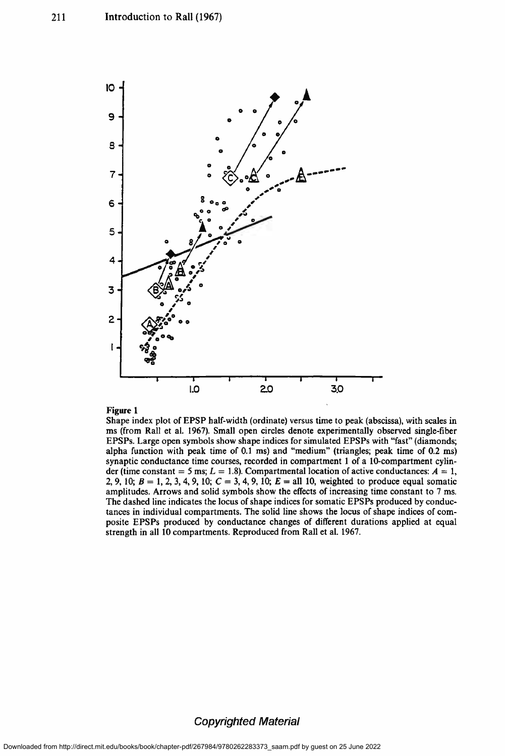10
9
8
7
6
5
4
3
2
1

1.0
2.0
3.0

**Figure 1**

Shape index plot of EPSP half-width (ordinate) versus time to peak (abscissa), with scales in ms (from Rall et al. 1967). Small open circles denote experimentally observed single-fiber EPSPs. Large open symbols show shape indices for simulated EPSPs with "fast" (diamonds; alpha function with peak time of 0.1 ms) and "medium" (triangles; peak time of 0.2 ms) synaptic conductance time courses, recorded in compartment 1 of a 10-compartment cylinder (time constant = 5 ms; $L = 1.8$). Compartmental location of active conductances: $A = 1, 2, 9, 10$; $B = 1, 2, 3, 4, 9, 10$; $C = 3, 4, 9, 10$; $E =$ all 10, weighted to produce equal somatic amplitudes. Arrows and solid symbols show the effects of increasing time constant to 7 ms. The dashed line indicates the locus of shape indices for somatic EPSPs produced by conductances in individual compartments. The solid line shows the locus of shape indices of composite EPSPs produced by conductance changes of different durations applied at equal strength in all 10 compartments. Reproduced from Rall et al. 1967.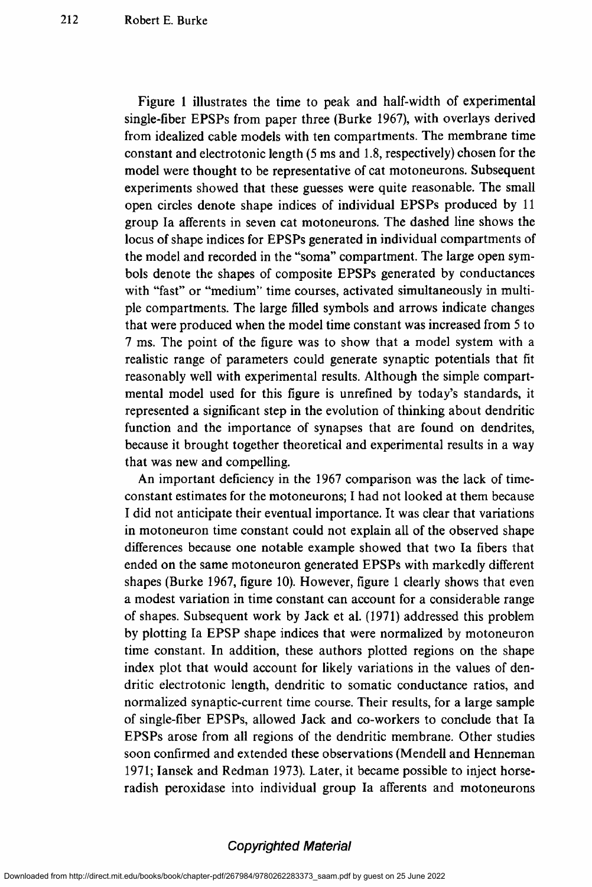Figure 1 illustrates the time to peak and half-width of experimental single-fiber EPSPs from paper three (Burke 1967), with overlays derived from idealized cable models with ten compartments. The membrane time constant and electrotonic length (5 ms and 1.8, respectively) chosen for the model were thought to be representative of cat motoneurons. Subsequent experiments showed that these guesses were quite reasonable. The small open circles denote shape indices of individual EPSPs produced by 11 group Ia afferents in seven cat motoneurons. The dashed line shows the locus of shape indices for EPSPs generated in individual compartments of the model and recorded in the "soma" compartment. The large open symbols denote the shapes of composite EPSPs generated by conductances with "fast" or "medium" time courses, activated simultaneously in multiple compartments. The large filled symbols and arrows indicate changes that were produced when the model time constant was increased from 5 to 7 ms. The point of the figure was to show that a model system with a realistic range of parameters could generate synaptic potentials that fit reasonably well with experimental results. Although the simple compartmental model used for this figure is unrefined by today's standards, it represented a significant step in the evolution of thinking about dendritic function and the importance of synapses that are found on dendrites, because it brought together theoretical and experimental results in a way that was new and compelling.

An important deficiency in the 1967 comparison was the lack of time-constant estimates for the motoneurons; I had not looked at them because I did not anticipate their eventual importance. It was clear that variations in motoneuron time constant could not explain all of the observed shape differences because one notable example showed that two Ia fibers that ended on the same motoneuron generated EPSPs with markedly different shapes (Burke 1967, figure 10). However, figure 1 clearly shows that even a modest variation in time constant can account for a considerable range of shapes. Subsequent work by Jack et al. (1971) addressed this problem by plotting Ia EPSP shape indices that were normalized by motoneuron time constant. In addition, these authors plotted regions on the shape index plot that would account for likely variations in the values of dendritic electrotonic length, dendritic to somatic conductance ratios, and normalized synaptic-current time course. Their results, for a large sample of single-fiber EPSPs, allowed Jack and co-workers to conclude that Ia EPSPs arose from all regions of the dendritic membrane. Other studies soon confirmed and extended these observations (Mendell and Henneman 1971; Iansek and Redman 1973). Later, it became possible to inject horseradish peroxidase into individual group Ia afferents and motoneurons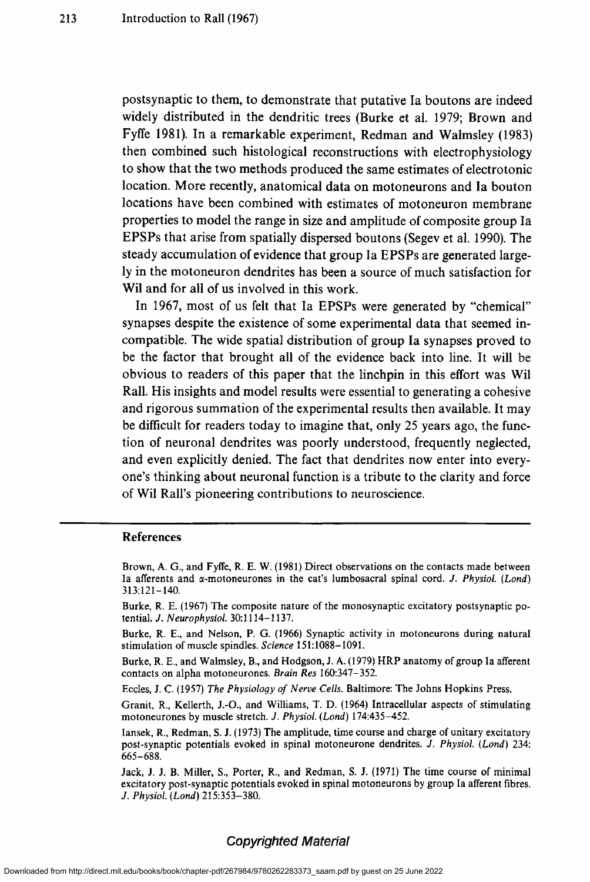postsynaptic to them, to demonstrate that putative Ia boutons are indeed widely distributed in the dendritic trees (Burke et al. 1979; Brown and Fyffe 1981). In a remarkable experiment, Redman and Walmsley (1983) then combined such histological reconstructions with electrophysiology to show that the two methods produced the same estimates of electrotonic location. More recently, anatomical data on motoneurons and Ia bouton locations have been combined with estimates of motoneuron membrane properties to model the range in size and amplitude of composite group Ia EPSPs that arise from spatially dispersed boutons (Segev et al. 1990). The steady accumulation of evidence that group Ia EPSPs are generated largely in the motoneuron dendrites has been a source of much satisfaction for Wil and for all of us involved in this work.

In 1967, most of us felt that Ia EPSPs were generated by "chemical" synapses despite the existence of some experimental data that seemed incompatible. The wide spatial distribution of group Ia synapses proved to be the factor that brought all of the evidence back into line. It will be obvious to readers of this paper that the linchpin in this effort was Wil Rall. His insights and model results were essential to generating a cohesive and rigorous summation of the experimental results then available. It may be difficult for readers today to imagine that, only 25 years ago, the function of neuronal dendrites was poorly understood, frequently neglected, and even explicitly denied. The fact that dendrites now enter into everyone's thinking about neuronal function is a tribute to the clarity and force of Wil Rall's pioneering contributions to neuroscience.

## References

Brown, A. G., and Fyffe, R. E. W. (1981) Direct observations on the contacts made between Ia afferents and α-motoneurones in the cat's lumbosacral spinal cord. *J. Physiol. (Lond)* 313:121–140.

Burke, R. E. (1967) The composite nature of the monosynaptic excitatory postsynaptic potential. *J. Neurophysiol.* 30:1114–1137.

Burke, R. E., and Nelson, P. G. (1966) Synaptic activity in motoneurons during natural stimulation of muscle spindles. *Science* 151:1088–1091.

Burke, R. E., and Walmsley, B., and Hodgson, J. A. (1979) HRP anatomy of group Ia afferent contacts on alpha motoneurones. *Brain Res* 160:347–352.

Eccles, J. C. (1957) *The Physiology of Nerve Cells.* Baltimore: The Johns Hopkins Press.

Granit, R., Kellerth, J.-O., and Williams, T. D. (1964) Intracellular aspects of stimulating motoneurones by muscle stretch. *J. Physiol. (Lond)* 174:435–452.

Iansek, R., Redman, S. J. (1973) The amplitude, time course and charge of unitary excitatory post-synaptic potentials evoked in spinal motoneurone dendrites. *J. Physiol. (Lond)* 234: 665–688.

Jack, J. J. B. Miller, S., Porter, R., and Redman, S. J. (1971) The time course of minimal excitatory post-synaptic potentials evoked in spinal motoneurons by group Ia afferent fibres. *J. Physiol. (Lond)* 215:353–380.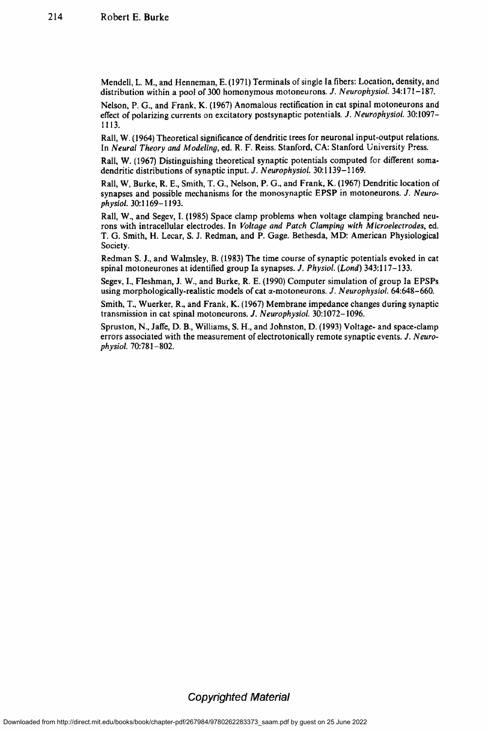Mendell, L. M., and Henneman, E. (1971) Terminals of single Ia fibers: Location, density, and distribution within a pool of 300 homonymous motoneurons. *J. Neurophysiol.* 34:171–187.

Nelson, P. G., and Frank, K. (1967) Anomalous rectification in cat spinal motoneurons and effect of polarizing currents on excitatory postsynaptic potentials. *J. Neurophysiol.* 30:1097–1113.

Rall, W. (1964) Theoretical significance of dendritic trees for neuronal input-output relations. In *Neural Theory and Modeling*, ed. R. F. Reiss. Stanford, CA: Stanford University Press.

Rall, W. (1967) Distinguishing theoretical synaptic potentials computed for different soma-dendritic distributions of synaptic input. *J. Neurophysiol.* 30:1139–1169.

Rall, W, Burke, R. E., Smith, T. G., Nelson, P. G., and Frank, K. (1967) Dendritic location of synapses and possible mechanisms for the monosynaptic EPSP in motoneurons. *J. Neurophysiol.* 30:1169–1193.

Rall, W., and Segev, I. (1985) Space clamp problems when voltage clamping branched neurons with intracellular electrodes. In *Voltage and Patch Clamping with Microelectrodes*, ed. T. G. Smith, H. Lecar, S. J. Redman, and P. Gage. Bethesda, MD: American Physiological Society.

Redman S. J., and Walmsley, B. (1983) The time course of synaptic potentials evoked in cat spinal motoneurones at identified group Ia synapses. *J. Physiol. (Lond)* 343:117–133.

Segev, I., Fleshman, J. W., and Burke, R. E. (1990) Computer simulation of group Ia EPSPs using morphologically-realistic models of cat α-motoneurons. *J. Neurophysiol.* 64:648–660.

Smith, T., Wuerker, R., and Frank, K. (1967) Membrane impedance changes during synaptic transmission in cat spinal motoneurons. *J. Neurophysiol.* 30:1072–1096.

Spruston, N., Jaffe, D. B., Williams, S. H., and Johnston, D. (1993) Voltage- and space-clamp errors associated with the measurement of electrotonically remote synaptic events. *J. Neurophysiol.* 70:781–802.